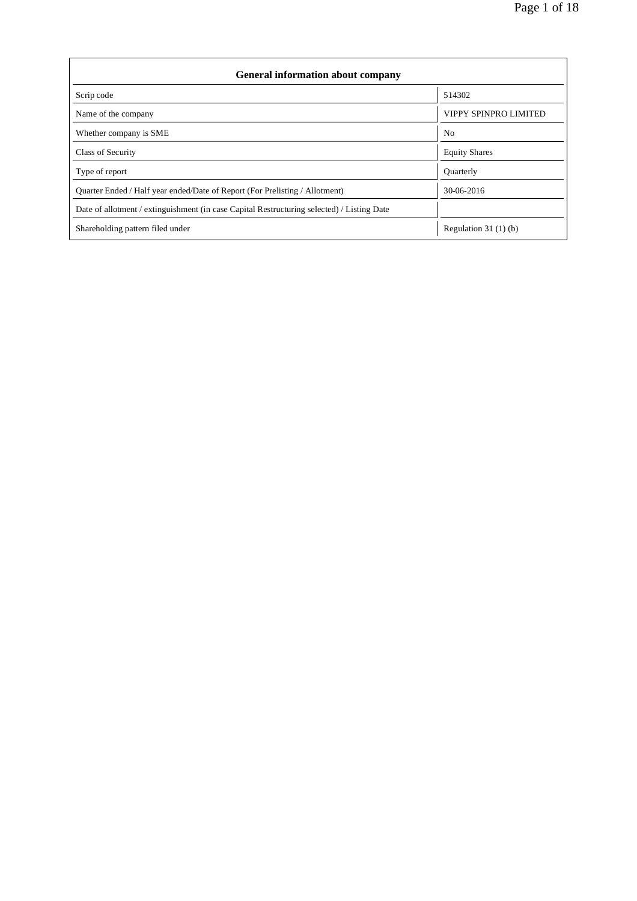| General information about company | |
|---|---|
| Scrip code | 514302 |
| Name of the company | VIPPY SPINPRO LIMITED |
| Whether company is SME | No |
| Class of Security | Equity Shares |
| Type of report | Quarterly |
| Quarter Ended / Half year ended/Date of Report (For Prelisting / Allotment) | 30-06-2016 |
| Date of allotment / extinguishment (in case Capital Restructuring selected) / Listing Date | |
| Shareholding pattern filed under | Regulation 31 (1) (b) |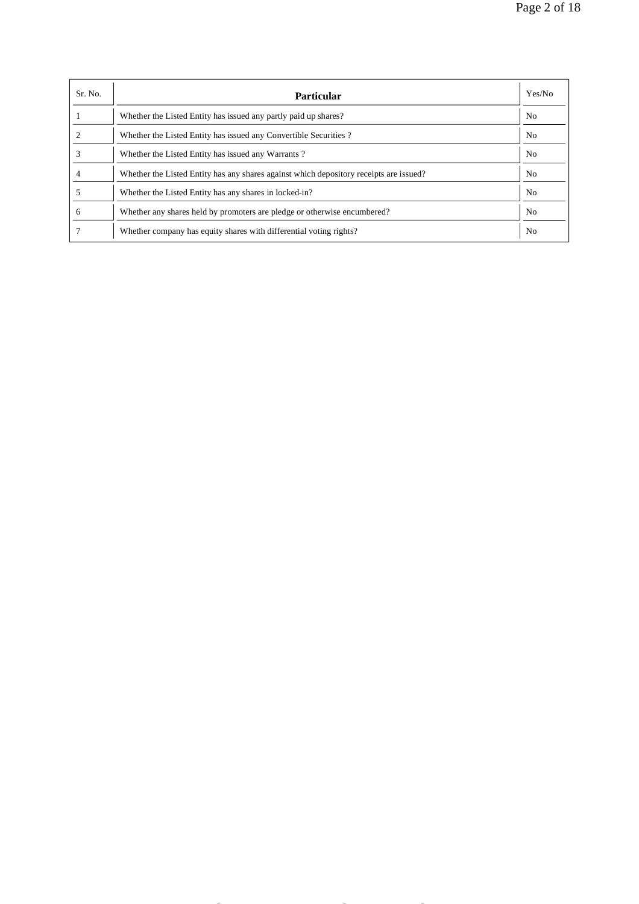| Sr. No. | Particular | Yes/No |
|---|---|---|
| 1 | Whether the Listed Entity has issued any partly paid up shares? | No |
| 2 | Whether the Listed Entity has issued any Convertible Securities ? | No |
| 3 | Whether the Listed Entity has issued any Warrants ? | No |
| 4 | Whether the Listed Entity has any shares against which depository receipts are issued? | No |
| 5 | Whether the Listed Entity has any shares in locked-in? | No |
| 6 | Whether any shares held by promoters are pledge or otherwise encumbered? | No |
| 7 | Whether company has equity shares with differential voting rights? | No |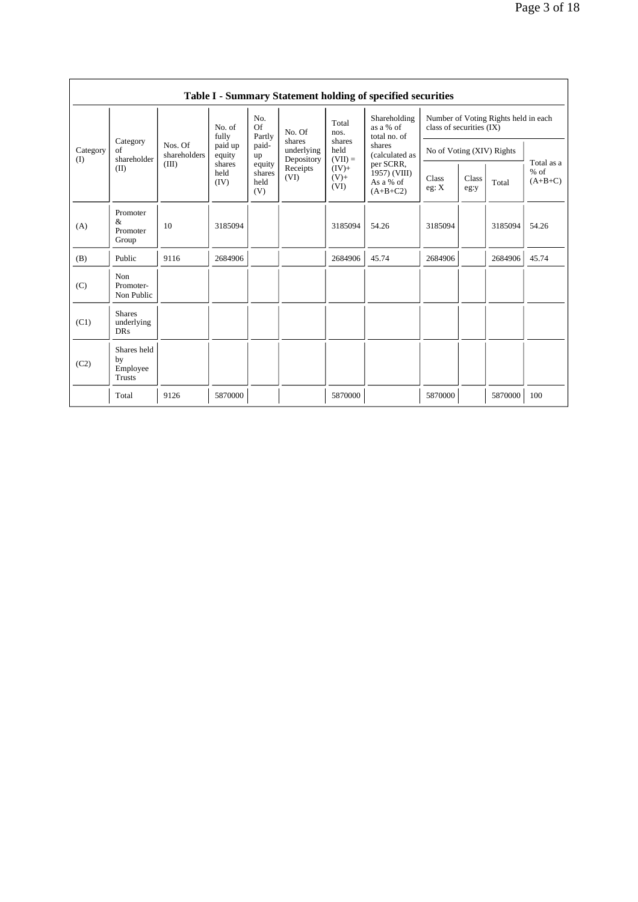## Table I - Summary Statement holding of specified securities

| Category (I) | Category of shareholder (II) | Nos. Of shareholders (III) | No. of fully paid up equity shares held (IV) | No. Of Partly paid-up equity shares held (V) | No. Of shares underlying Depository Receipts (VI) | Total nos. shares held (VII) = (IV)+ (V)+ (VI) | Shareholding as a % of total no. of shares (calculated as per SCRR, 1957) (VIII) As a % of (A+B+C2) | Number of Voting Rights held in each class of securities (IX) | | | |
|---|---|---|---|---|---|---|---|---|---|---|---|
| | | | | | | | | No of Voting (XIV) Rights | | | Total as a % of (A+B+C) |
| | | | | | | | | Class eg: X | Class eg:y | Total | |
| (A) | Promoter & Promoter Group | 10 | 3185094 | | | 3185094 | 54.26 | 3185094 | | 3185094 | 54.26 |
| (B) | Public | 9116 | 2684906 | | | 2684906 | 45.74 | 2684906 | | 2684906 | 45.74 |
| (C) | Non Promoter- Non Public | | | | | | | | | | |
| (C1) | Shares underlying DRs | | | | | | | | | | |
| (C2) | Shares held by Employee Trusts | | | | | | | | | | |
| | Total | 9126 | 5870000 | | | 5870000 | | 5870000 | | 5870000 | 100 |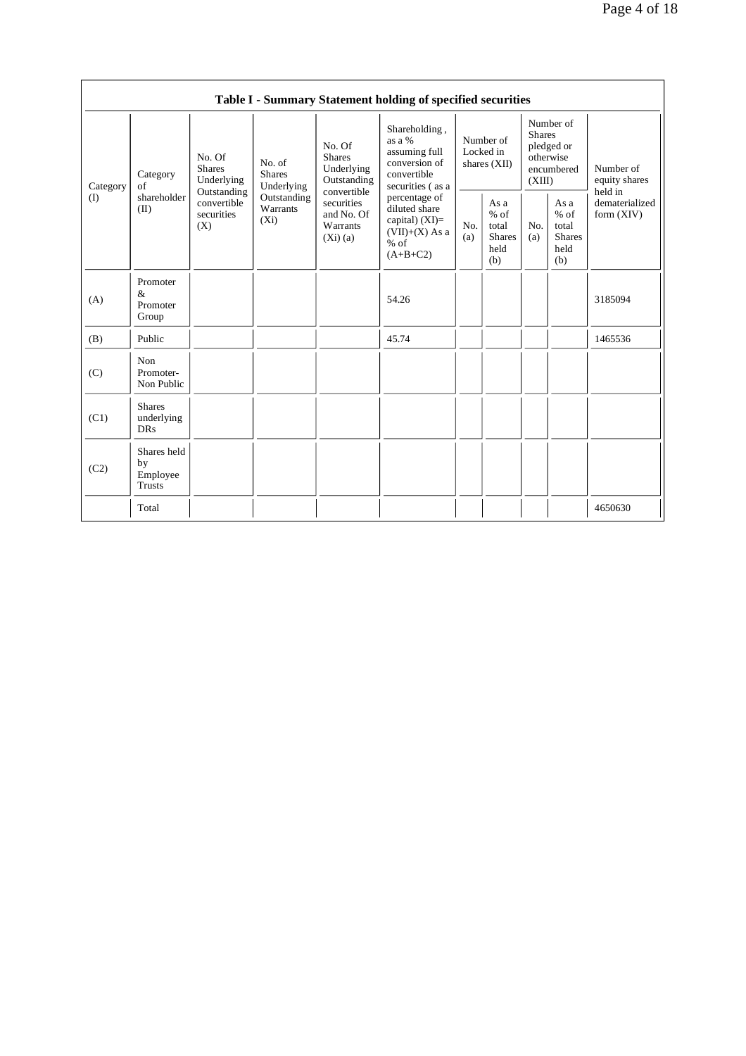| Table I - Summary Statement holding of specified securities | | | | | | | | | | |
|---|---|---|---|---|---|---|---|---|---|---|
| Category (I) | Category of shareholder (II) | No. Of Shares Underlying Outstanding convertible securities (X) | No. of Shares Underlying Outstanding Warrants (Xi) | No. Of Shares Underlying Outstanding convertible securities and No. Of Warrants (Xi) (a) | Shareholding , as a % assuming full conversion of convertible securities ( as a percentage of diluted share capital) (XI)= (VII)+(X) As a % of (A+B+C2) | Number of Locked in shares (XII) | | Number of Shares pledged or otherwise encumbered (XIII) | | Number of equity shares held in dematerialized form (XIV) |
| | | | | | | No. (a) | As a % of total Shares held (b) | No. (a) | As a % of total Shares held (b) | |
| (A) | Promoter & Promoter Group | | | | 54.26 | | | | | 3185094 |
| (B) | Public | | | | 45.74 | | | | | 1465536 |
| (C) | Non Promoter- Non Public | | | | | | | | | |
| (C1) | Shares underlying DRs | | | | | | | | | |
| (C2) | Shares held by Employee Trusts | | | | | | | | | |
| | Total | | | | | | | | | 4650630 |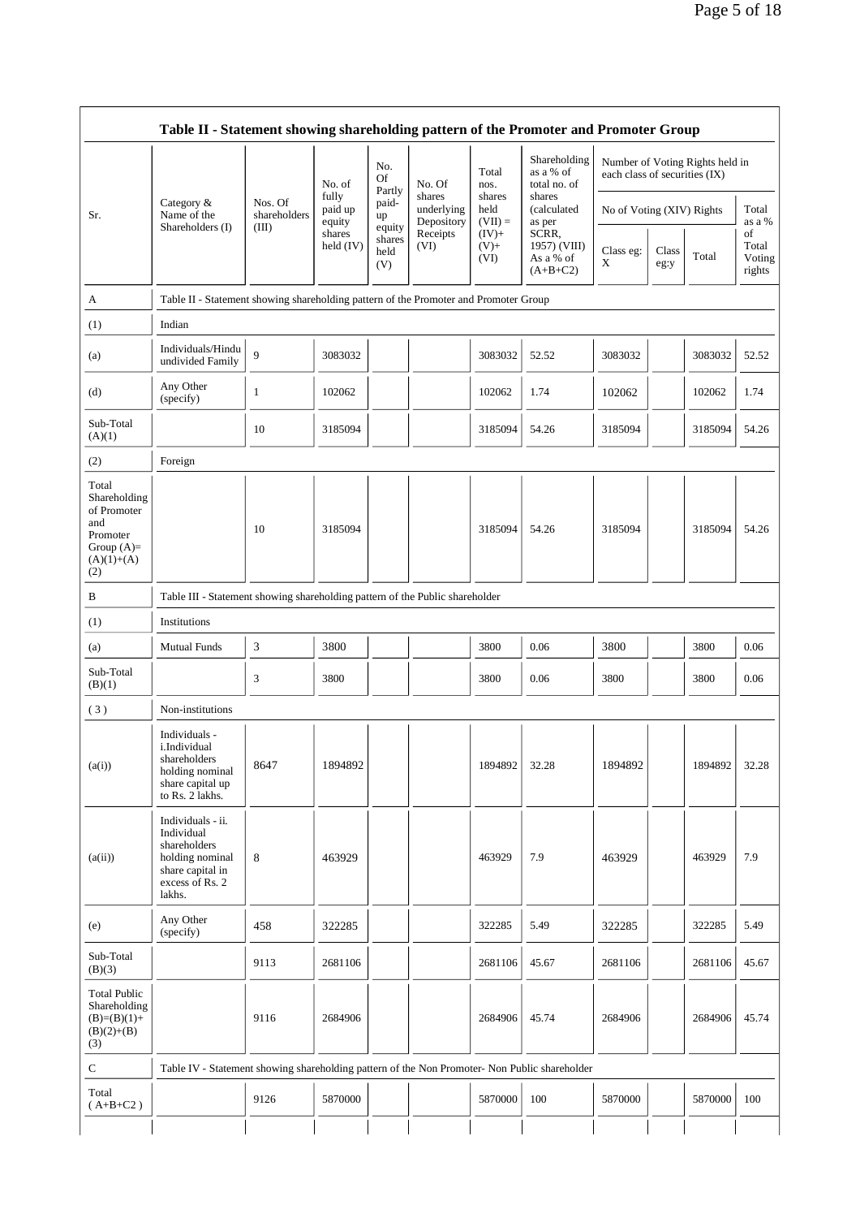## Table II - Statement showing shareholding pattern of the Promoter and Promoter Group

| Sr. | Category & Name of the Shareholders (I) | Nos. Of shareholders (III) | No. of fully paid up equity shares held (IV) | No. Of Partly paid-up equity shares held (V) | No. Of shares underlying Depository Receipts (VI) | Total nos. shares held (VII) = (IV)+ (V)+ (VI) | Shareholding as a % of total no. of shares (calculated as per SCRR, 1957) (VIII) As a % of (A+B+C2) | Number of Voting Rights held in each class of securities (IX) | | | |
|---|---|---|---|---|---|---|---|---|---|---|---|
| | | | | | | | | No of Voting (XIV) Rights | | | Total as a % of Total Voting rights |
| | | | | | | | | Class eg: X | Class eg:y | Total | |
| A | Table II - Statement showing shareholding pattern of the Promoter and Promoter Group | | | | | | | | | | |
| (1) | Indian | | | | | | | | | | |
| (a) | Individuals/Hindu undivided Family | 9 | 3083032 | | | 3083032 | 52.52 | 3083032 | | 3083032 | 52.52 |
| (d) | Any Other (specify) | 1 | 102062 | | | 102062 | 1.74 | 102062 | | 102062 | 1.74 |
| Sub-Total (A)(1) | | 10 | 3185094 | | | 3185094 | 54.26 | 3185094 | | 3185094 | 54.26 |
| (2) | Foreign | | | | | | | | | | |
| Total Shareholding of Promoter and Promoter Group (A)= (A)(1)+(A)(2) | | 10 | 3185094 | | | 3185094 | 54.26 | 3185094 | | 3185094 | 54.26 |
| B | Table III - Statement showing shareholding pattern of the Public shareholder | | | | | | | | | | |
| (1) | Institutions | | | | | | | | | | |
| (a) | Mutual Funds | 3 | 3800 | | | 3800 | 0.06 | 3800 | | 3800 | 0.06 |
| Sub-Total (B)(1) | | 3 | 3800 | | | 3800 | 0.06 | 3800 | | 3800 | 0.06 |
| (3) | Non-institutions | | | | | | | | | | |
| (a(i)) | Individuals - i.Individual shareholders holding nominal share capital up to Rs. 2 lakhs. | 8647 | 1894892 | | | 1894892 | 32.28 | 1894892 | | 1894892 | 32.28 |
| (a(ii)) | Individuals - ii. Individual shareholders holding nominal share capital in excess of Rs. 2 lakhs. | 8 | 463929 | | | 463929 | 7.9 | 463929 | | 463929 | 7.9 |
| (e) | Any Other (specify) | 458 | 322285 | | | 322285 | 5.49 | 322285 | | 322285 | 5.49 |
| Sub-Total (B)(3) | | 9113 | 2681106 | | | 2681106 | 45.67 | 2681106 | | 2681106 | 45.67 |
| Total Public Shareholding (B)=(B)(1)+(B)(2)+(B)(3) | | 9116 | 2684906 | | | 2684906 | 45.74 | 2684906 | | 2684906 | 45.74 |
| C | Table IV - Statement showing shareholding pattern of the Non Promoter- Non Public shareholder | | | | | | | | | | |
| Total (A+B+C2 ) | | 9126 | 5870000 | | | 5870000 | 100 | 5870000 | | 5870000 | 100 |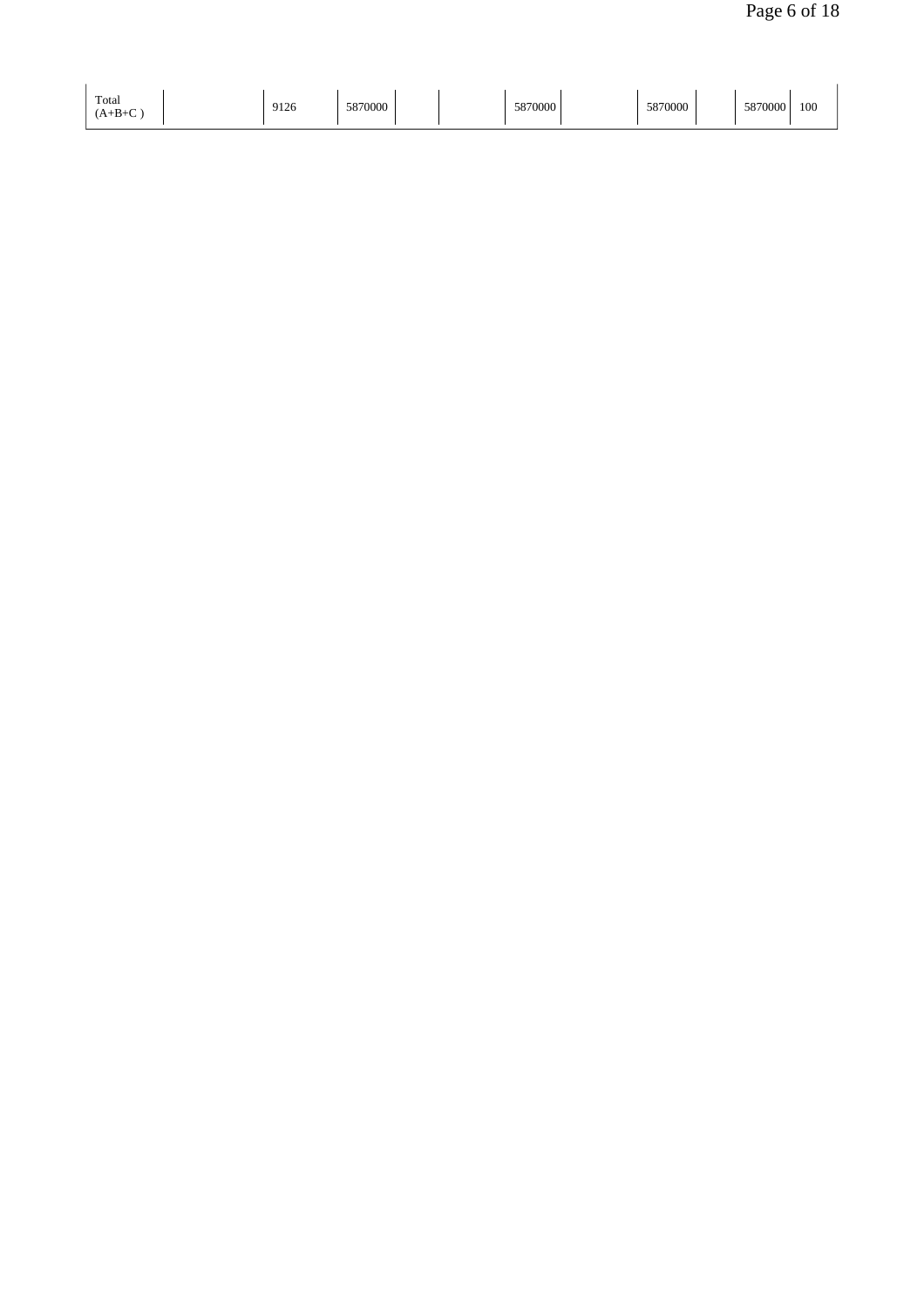| | | | | | | | | | | | |
|---|---|---|---|---|---|---|---|---|---|---|---|
| Total (A+B+C ) | | 9126 | 5870000 | | | 5870000 | | 5870000 | | 5870000 | 100 |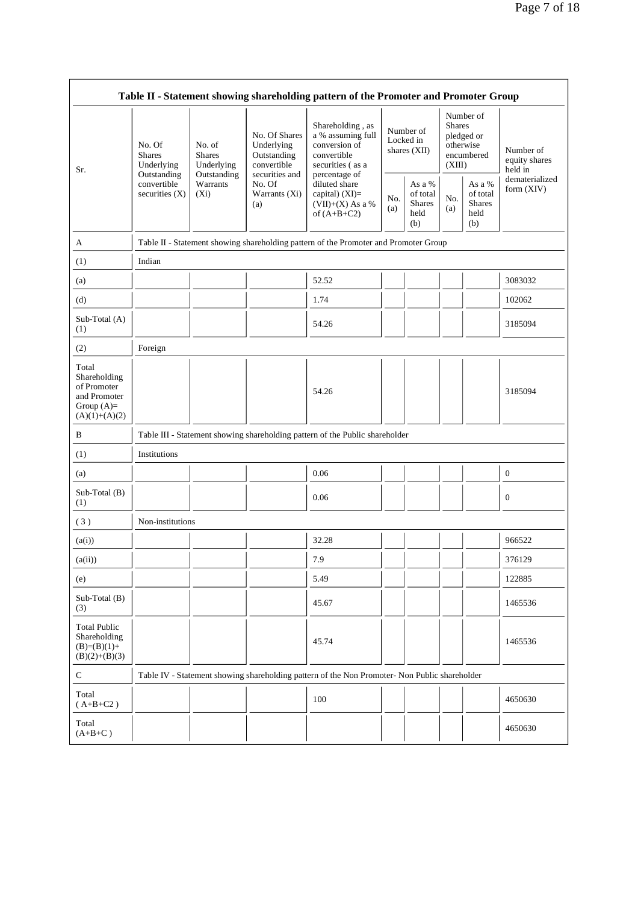| Table II - Statement showing shareholding pattern of the Promoter and Promoter Group | | | | | | | | | |
|---|---|---|---|---|---|---|---|---|---|
| Sr. | No. Of Shares Underlying Outstanding convertible securities (X) | No. of Shares Underlying Outstanding Warrants (Xi) | No. Of Shares Underlying Outstanding convertible securities and No. Of Warrants (Xi) (a) | Shareholding , as a % assuming full conversion of convertible securities ( as a percentage of diluted share capital) (XI)= (VII)+(X) As a % of (A+B+C2) | Number of Locked in shares (XII) | | Number of Shares pledged or otherwise encumbered (XIII) | | Number of equity shares held in dematerialized form (XIV) |
| | | | | | No. (a) | As a % of total Shares held (b) | No. (a) | As a % of total Shares held (b) | |
| A | Table II - Statement showing shareholding pattern of the Promoter and Promoter Group | | | | | | | | |
| (1) | Indian | | | | | | | | |
| (a) | | | | 52.52 | | | | | 3083032 |
| (d) | | | | 1.74 | | | | | 102062 |
| Sub-Total (A) (1) | | | | 54.26 | | | | | 3185094 |
| (2) | Foreign | | | | | | | | |
| Total Shareholding of Promoter and Promoter Group (A)= (A)(1)+(A)(2) | | | | 54.26 | | | | | 3185094 |
| B | Table III - Statement showing shareholding pattern of the Public shareholder | | | | | | | | |
| (1) | Institutions | | | | | | | | |
| (a) | | | | 0.06 | | | | | 0 |
| Sub-Total (B) (1) | | | | 0.06 | | | | | 0 |
| ( 3 ) | Non-institutions | | | | | | | | |
| (a(i)) | | | | 32.28 | | | | | 966522 |
| (a(ii)) | | | | 7.9 | | | | | 376129 |
| (e) | | | | 5.49 | | | | | 122885 |
| Sub-Total (B) (3) | | | | 45.67 | | | | | 1465536 |
| Total Public Shareholding (B)=(B)(1)+(B)(2)+(B)(3) | | | | 45.74 | | | | | 1465536 |
| C | Table IV - Statement showing shareholding pattern of the Non Promoter- Non Public shareholder | | | | | | | | |
| Total ( A+B+C2 ) | | | | 100 | | | | | 4650630 |
| Total (A+B+C ) | | | | | | | | | 4650630 |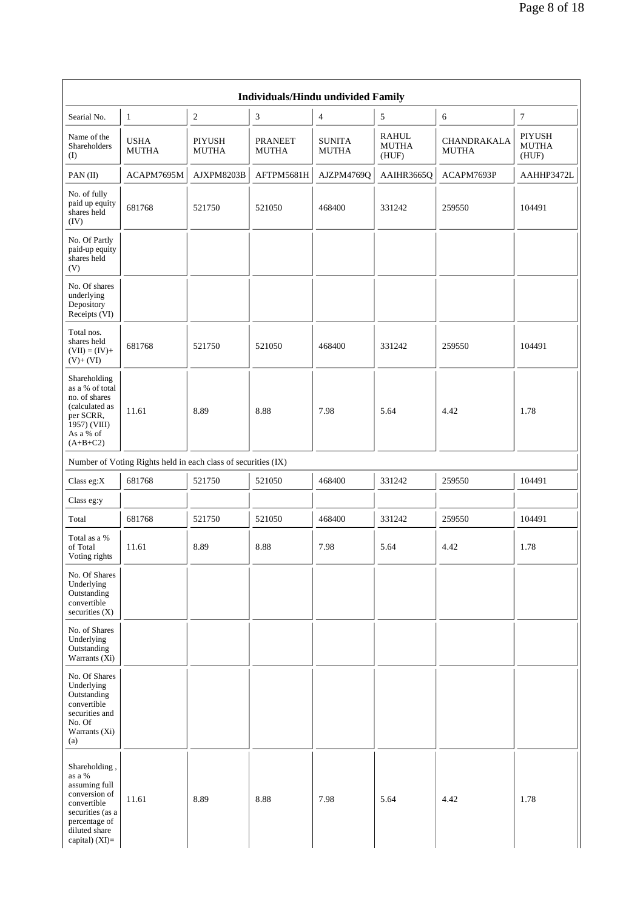| Individuals/Hindu undivided Family | | | | | | | |
|---|---|---|---|---|---|---|---|
| Searial No. | 1 | 2 | 3 | 4 | 5 | 6 | 7 |
| Name of the Shareholders (I) | USHA MUTHA | PIYUSH MUTHA | PRANEET MUTHA | SUNITA MUTHA | RAHUL MUTHA (HUF) | CHANDRAKALA MUTHA | PIYUSH MUTHA (HUF) |
| PAN (II) | ACAPM7695M | AJXPM8203B | AFTPM5681H | AJZPM4769Q | AAIHR3665Q | ACAPM7693P | AAHHP3472L |
| No. of fully paid up equity shares held (IV) | 681768 | 521750 | 521050 | 468400 | 331242 | 259550 | 104491 |
| No. Of Partly paid-up equity shares held (V) | | | | | | | |
| No. Of shares underlying Depository Receipts (VI) | | | | | | | |
| Total nos. shares held (VII) = (IV)+ (V)+ (VI) | 681768 | 521750 | 521050 | 468400 | 331242 | 259550 | 104491 |
| Shareholding as a % of total no. of shares (calculated as per SCRR, 1957) (VIII) As a % of (A+B+C2) | 11.61 | 8.89 | 8.88 | 7.98 | 5.64 | 4.42 | 1.78 |
| Number of Voting Rights held in each class of securities (IX) | | | | | | | |
| Class eg:X | 681768 | 521750 | 521050 | 468400 | 331242 | 259550 | 104491 |
| Class eg:y | | | | | | | |
| Total | 681768 | 521750 | 521050 | 468400 | 331242 | 259550 | 104491 |
| Total as a % of Total Voting rights | 11.61 | 8.89 | 8.88 | 7.98 | 5.64 | 4.42 | 1.78 |
| No. Of Shares Underlying Outstanding convertible securities (X) | | | | | | | |
| No. of Shares Underlying Outstanding Warrants (Xi) | | | | | | | |
| No. Of Shares Underlying Outstanding convertible securities and No. Of Warrants (Xi) (a) | | | | | | | |
| Shareholding , as a % assuming full conversion of convertible securities (as a percentage of diluted share capital) (XI)= | 11.61 | 8.89 | 8.88 | 7.98 | 5.64 | 4.42 | 1.78 |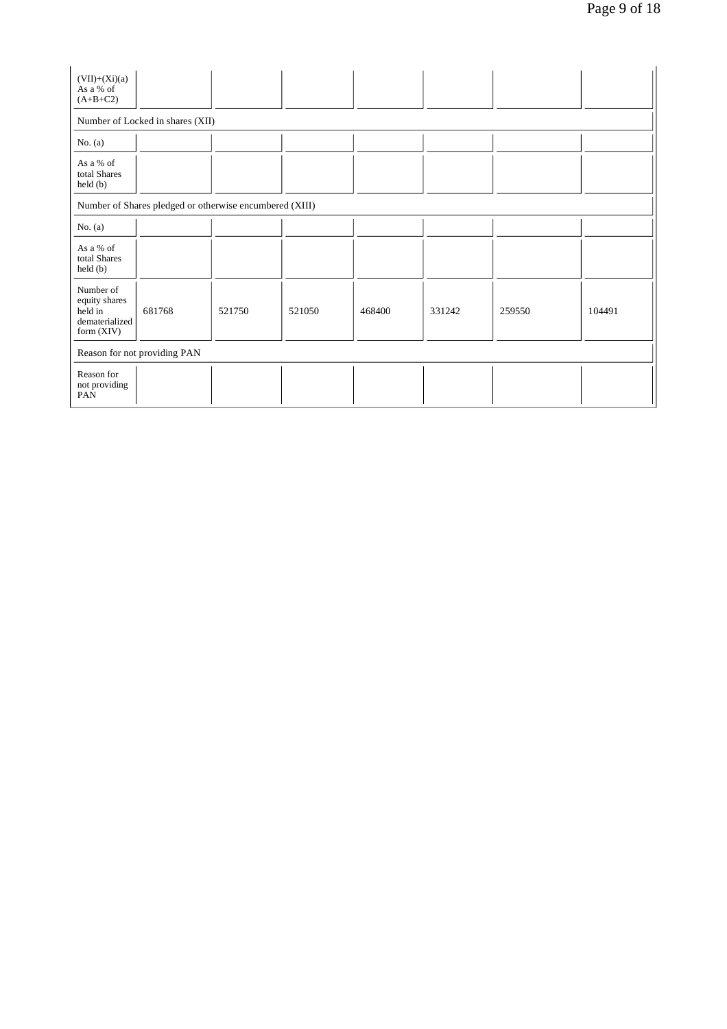| (VII)+(Xi)(a) As a % of (A+B+C2) | | | | | | | |
|---|---|---|---|---|---|---|---|
| Number of Locked in shares (XII) | | | | | | | |
| No. (a) | | | | | | | |
| As a % of total Shares held (b) | | | | | | | |
| Number of Shares pledged or otherwise encumbered (XIII) | | | | | | | |
| No. (a) | | | | | | | |
| As a % of total Shares held (b) | | | | | | | |
| Number of equity shares held in dematerialized form (XIV) | 681768 | 521750 | 521050 | 468400 | 331242 | 259550 | 104491 |
| Reason for not providing PAN | | | | | | | |
| Reason for not providing PAN | | | | | | | |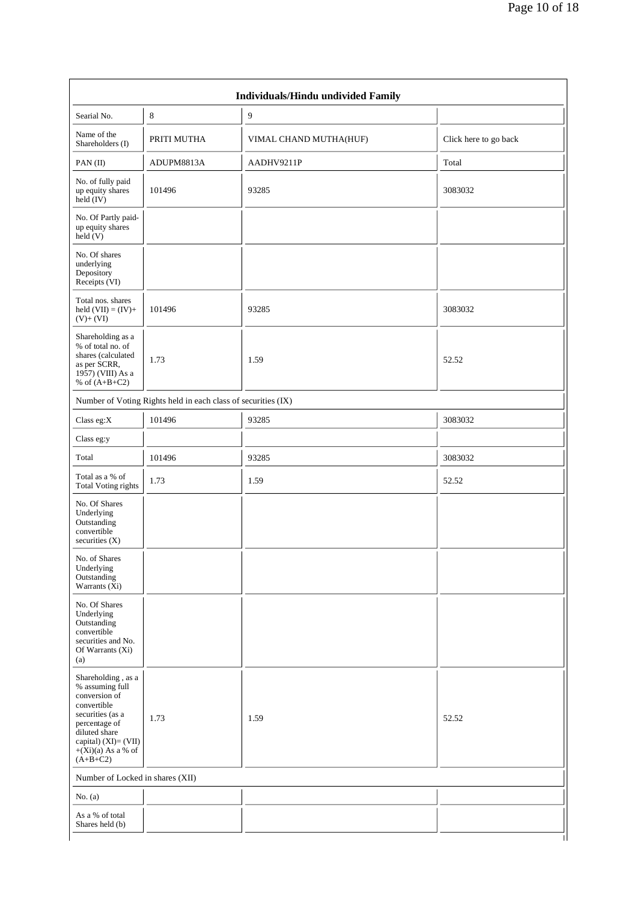| Individuals/Hindu undivided Family | | | |
|---|---|---|---|
| Searial No. | 8 | 9 | |
| Name of the Shareholders (I) | PRITI MUTHA | VIMAL CHAND MUTHA(HUF) | Click here to go back |
| PAN (II) | ADUPM8813A | AADHV9211P | Total |
| No. of fully paid up equity shares held (IV) | 101496 | 93285 | 3083032 |
| No. Of Partly paid-up equity shares held (V) | | | |
| No. Of shares underlying Depository Receipts (VI) | | | |
| Total nos. shares held (VII) = (IV)+(V)+ (VI) | 101496 | 93285 | 3083032 |
| Shareholding as a % of total no. of shares (calculated as per SCRR, 1957) (VIII) As a % of (A+B+C2) | 1.73 | 1.59 | 52.52 |
| Number of Voting Rights held in each class of securities (IX) | | | |
| Class eg:X | 101496 | 93285 | 3083032 |
| Class eg:y | | | |
| Total | 101496 | 93285 | 3083032 |
| Total as a % of Total Voting rights | 1.73 | 1.59 | 52.52 |
| No. Of Shares Underlying Outstanding convertible securities (X) | | | |
| No. of Shares Underlying Outstanding Warrants (Xi) | | | |
| No. Of Shares Underlying Outstanding convertible securities and No. Of Warrants (Xi) (a) | | | |
| Shareholding , as a % assuming full conversion of convertible securities (as a percentage of diluted share capital) (XI)= (VII)+(Xi)(a) As a % of (A+B+C2) | 1.73 | 1.59 | 52.52 |
| Number of Locked in shares (XII) | | | |
| No. (a) | | | |
| As a % of total Shares held (b) | | | |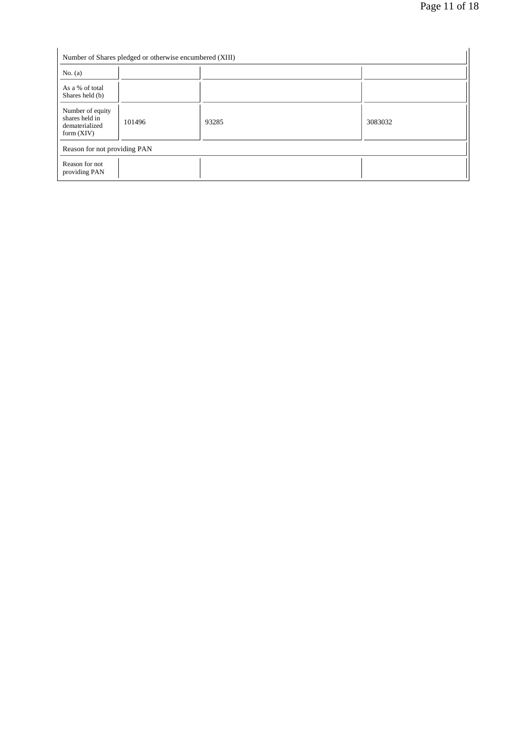| Number of Shares pledged or otherwise encumbered (XIII) | | | |
|---|---|---|---|
| No. (a) | | | |
| As a % of total Shares held (b) | | | |
| Number of equity shares held in dematerialized form (XIV) | 101496 | 93285 | 3083032 |
| Reason for not providing PAN | | | |
| Reason for not providing PAN | | | |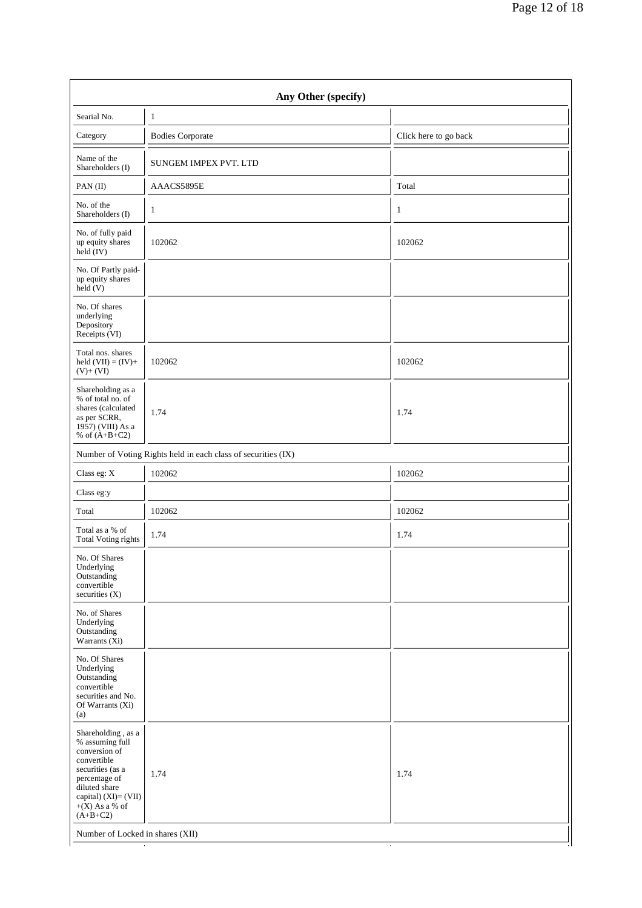| Any Other (specify) | | |
|---|---|---|
| Searial No. | 1 | |
| Category | Bodies Corporate | Click here to go back |
| Name of the Shareholders (I) | SUNGEM IMPEX PVT. LTD | |
| PAN (II) | AAACS5895E | Total |
| No. of the Shareholders (I) | 1 | 1 |
| No. of fully paid up equity shares held (IV) | 102062 | 102062 |
| No. Of Partly paid-up equity shares held (V) | | |
| No. Of shares underlying Depository Receipts (VI) | | |
| Total nos. shares held (VII) = (IV)+ (V)+ (VI) | 102062 | 102062 |
| Shareholding as a % of total no. of shares (calculated as per SCRR, 1957) (VIII) As a % of (A+B+C2) | 1.74 | 1.74 |
| Number of Voting Rights held in each class of securities (IX) | | |
| Class eg: X | 102062 | 102062 |
| Class eg:y | | |
| Total | 102062 | 102062 |
| Total as a % of Total Voting rights | 1.74 | 1.74 |
| No. Of Shares Underlying Outstanding convertible securities (X) | | |
| No. of Shares Underlying Outstanding Warrants (Xi) | | |
| No. Of Shares Underlying Outstanding convertible securities and No. Of Warrants (Xi) (a) | | |
| Shareholding , as a % assuming full conversion of convertible securities (as a percentage of diluted share capital) (XI)= (VII) +(X) As a % of (A+B+C2) | 1.74 | 1.74 |
| Number of Locked in shares (XII) | | |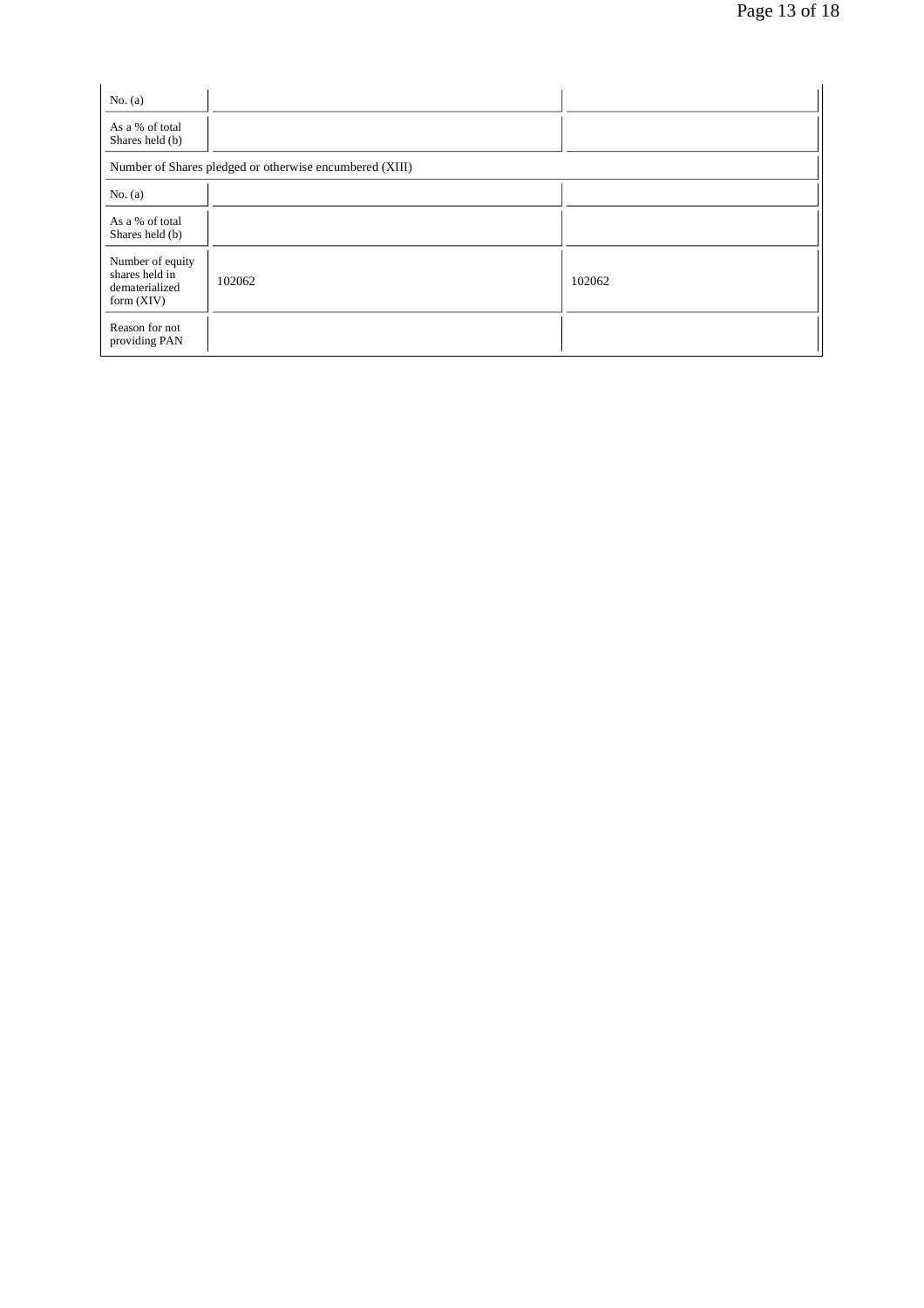| | | |
|---|---|---|
| No. (a) | | |
| As a % of total Shares held (b) | | |
| Number of Shares pledged or otherwise encumbered (XIII) | | |
| No. (a) | | |
| As a % of total Shares held (b) | | |
| Number of equity shares held in dematerialized form (XIV) | 102062 | 102062 |
| Reason for not providing PAN | | |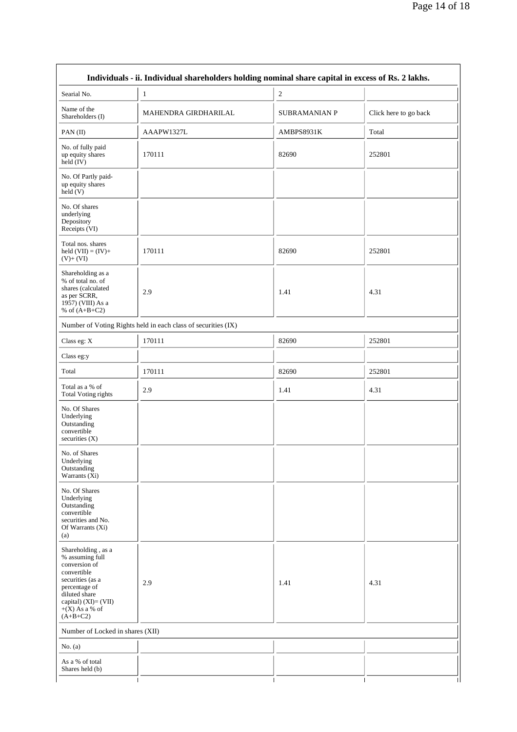| Individuals - ii. Individual shareholders holding nominal share capital in excess of Rs. 2 lakhs. | | | |
|---|---|---|---|
| Searial No. | 1 | 2 | |
| Name of the Shareholders (I) | MAHENDRA GIRDHARILAL | SUBRAMANIAN P | Click here to go back |
| PAN (II) | AAAPW1327L | AMBPS8931K | Total |
| No. of fully paid up equity shares held (IV) | 170111 | 82690 | 252801 |
| No. Of Partly paid-up equity shares held (V) | | | |
| No. Of shares underlying Depository Receipts (VI) | | | |
| Total nos. shares held (VII) = (IV)+ (V)+ (VI) | 170111 | 82690 | 252801 |
| Shareholding as a % of total no. of shares (calculated as per SCRR, 1957) (VIII) As a % of (A+B+C2) | 2.9 | 1.41 | 4.31 |
| Number of Voting Rights held in each class of securities (IX) | | | |
| Class eg: X | 170111 | 82690 | 252801 |
| Class eg:y | | | |
| Total | 170111 | 82690 | 252801 |
| Total as a % of Total Voting rights | 2.9 | 1.41 | 4.31 |
| No. Of Shares Underlying Outstanding convertible securities (X) | | | |
| No. of Shares Underlying Outstanding Warrants (Xi) | | | |
| No. Of Shares Underlying Outstanding convertible securities and No. Of Warrants (Xi) (a) | | | |
| Shareholding , as a % assuming full conversion of convertible securities (as a percentage of diluted share capital) (XI)= (VII) +(X) As a % of (A+B+C2) | 2.9 | 1.41 | 4.31 |
| Number of Locked in shares (XII) | | | |
| No. (a) | | | |
| As a % of total Shares held (b) | | | |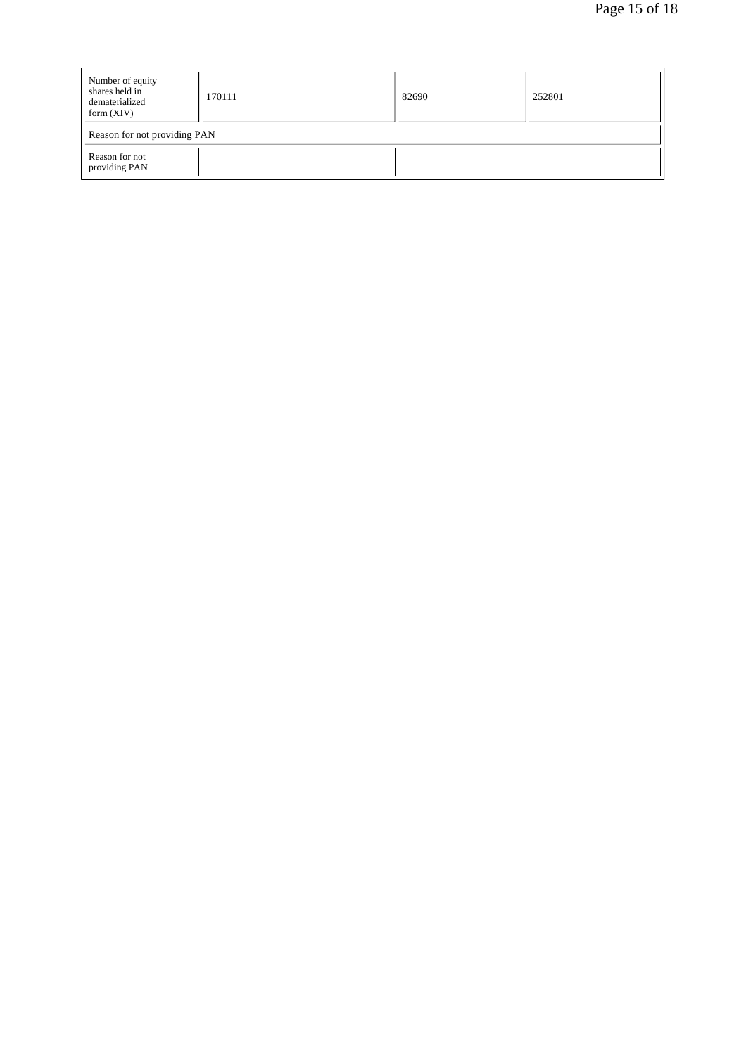| Number of equity shares held in dematerialized form (XIV) | 170111 | 82690 | 252801 |
|---|---|---|---|
| Reason for not providing PAN | | | |
| Reason for not providing PAN | | | |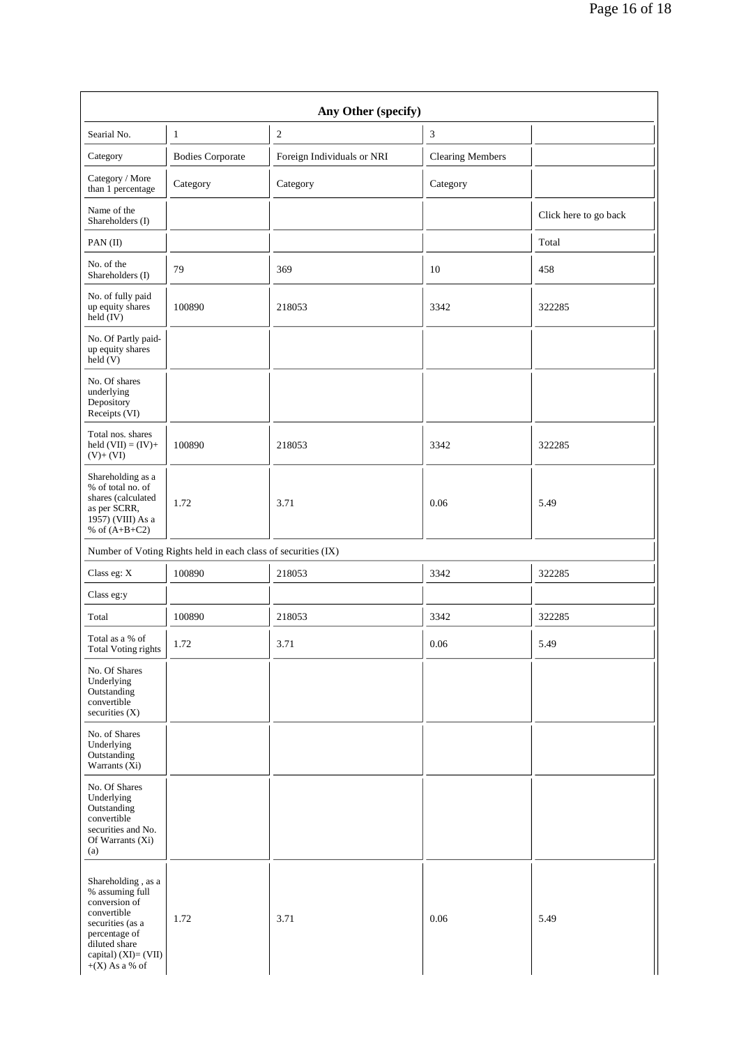| Any Other (specify) | | | | |
|---|---|---|---|---|
| Searial No. | 1 | 2 | 3 | |
| Category | Bodies Corporate | Foreign Individuals or NRI | Clearing Members | |
| Category / More than 1 percentage | Category | Category | Category | |
| Name of the Shareholders (I) | | | | Click here to go back |
| PAN (II) | | | | Total |
| No. of the Shareholders (I) | 79 | 369 | 10 | 458 |
| No. of fully paid up equity shares held (IV) | 100890 | 218053 | 3342 | 322285 |
| No. Of Partly paid-up equity shares held (V) | | | | |
| No. Of shares underlying Depository Receipts (VI) | | | | |
| Total nos. shares held (VII) = (IV)+ (V)+ (VI) | 100890 | 218053 | 3342 | 322285 |
| Shareholding as a % of total no. of shares (calculated as per SCRR, 1957) (VIII) As a % of (A+B+C2) | 1.72 | 3.71 | 0.06 | 5.49 |
| Number of Voting Rights held in each class of securities (IX) | | | | |
| Class eg: X | 100890 | 218053 | 3342 | 322285 |
| Class eg:y | | | | |
| Total | 100890 | 218053 | 3342 | 322285 |
| Total as a % of Total Voting rights | 1.72 | 3.71 | 0.06 | 5.49 |
| No. Of Shares Underlying Outstanding convertible securities (X) | | | | |
| No. of Shares Underlying Outstanding Warrants (Xi) | | | | |
| No. Of Shares Underlying Outstanding convertible securities and No. Of Warrants (Xi) (a) | | | | |
| Shareholding , as a % assuming full conversion of convertible securities (as a percentage of diluted share capital) (XI)= (VII) +(X) As a % of | 1.72 | 3.71 | 0.06 | 5.49 |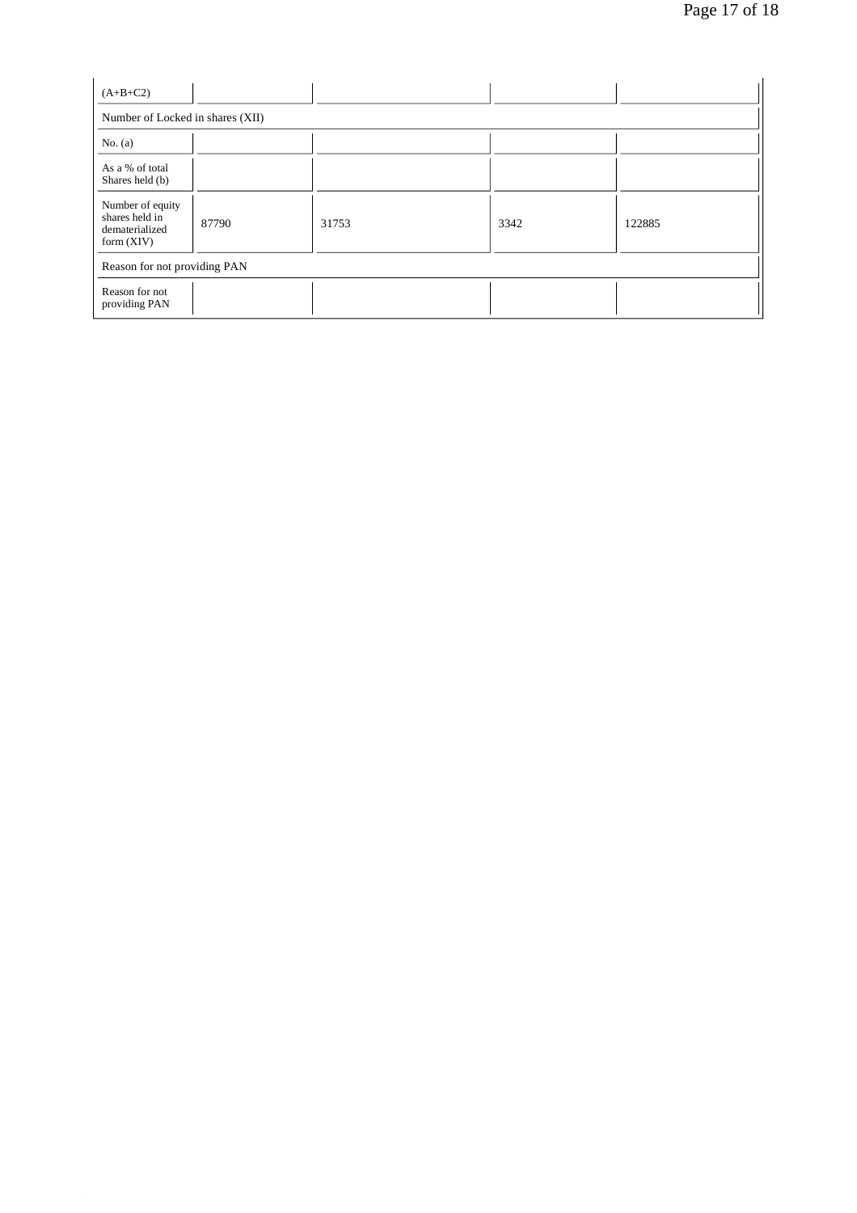| (A+B+C2) | | | | |
|---|---|---|---|---|
| Number of Locked in shares (XII) | | | | |
| No. (a) | | | | |
| As a % of total Shares held (b) | | | | |
| Number of equity shares held in dematerialized form (XIV) | 87790 | 31753 | 3342 | 122885 |
| Reason for not providing PAN | | | | |
| Reason for not providing PAN | | | | |